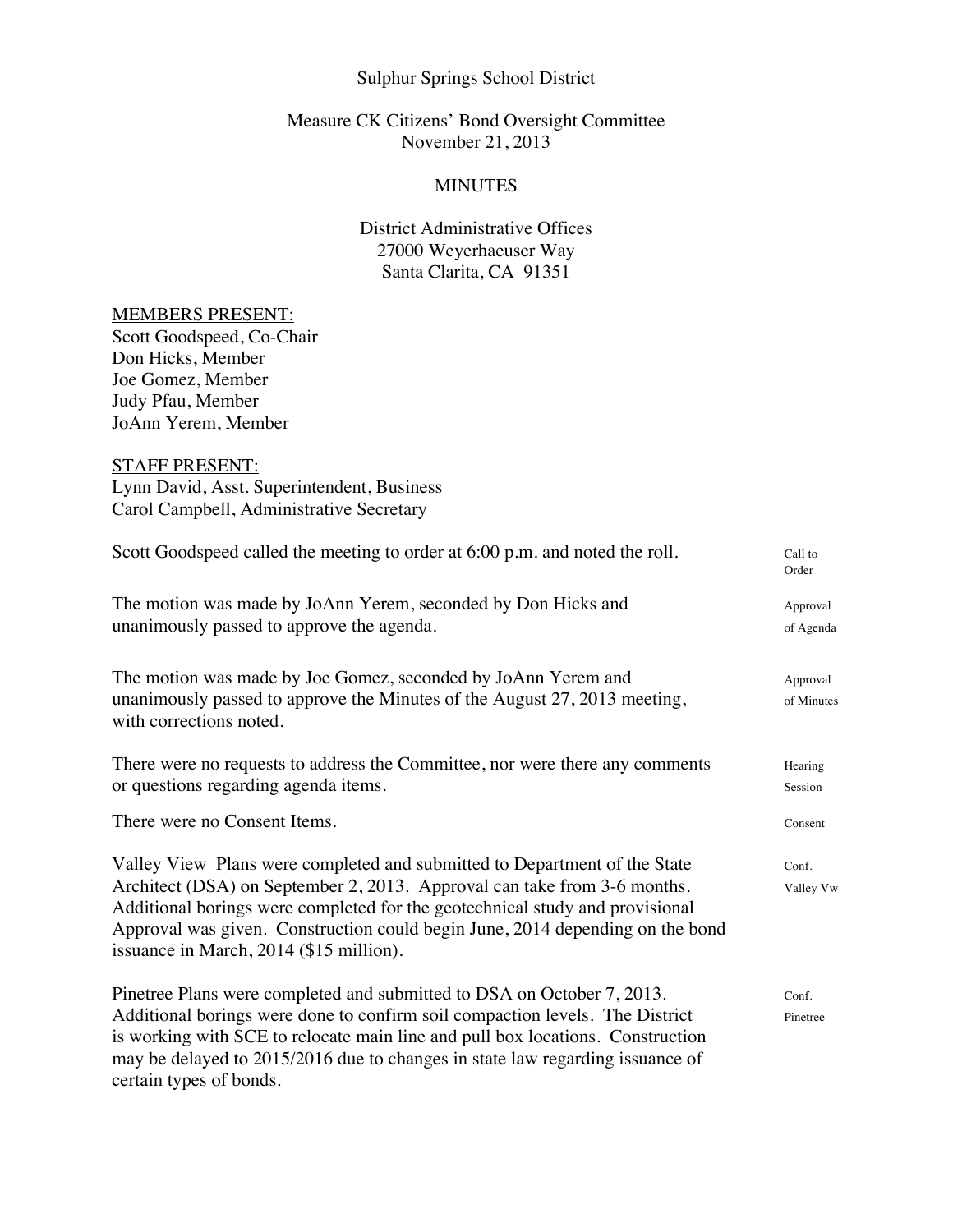Sulphur Springs School District

Measure CK Citizens' Bond Oversight Committee
November 21, 2013

MINUTES

District Administrative Offices
27000 Weyerhaeuser Way
Santa Clarita, CA 91351

MEMBERS PRESENT:
Scott Goodspeed, Co-Chair
Don Hicks, Member
Joe Gomez, Member
Judy Pfau, Member
JoAnn Yerem, Member

STAFF PRESENT:
Lynn David, Asst. Superintendent, Business
Carol Campbell, Administrative Secretary

Scott Goodspeed called the meeting to order at 6:00 p.m. and noted the roll. — *Call to Order*

The motion was made by JoAnn Yerem, seconded by Don Hicks and unanimously passed to approve the agenda. — *Approval of Agenda*

The motion was made by Joe Gomez, seconded by JoAnn Yerem and unanimously passed to approve the Minutes of the August 27, 2013 meeting, with corrections noted. — *Approval of Minutes*

There were no requests to address the Committee, nor were there any comments or questions regarding agenda items. — *Hearing Session*

There were no Consent Items. — *Consent*

Valley View Plans were completed and submitted to Department of the State Architect (DSA) on September 2, 2013. Approval can take from 3-6 months. Additional borings were completed for the geotechnical study and provisional Approval was given. Construction could begin June, 2014 depending on the bond issuance in March, 2014 ($15 million). — *Conf. Valley Vw*

Pinetree Plans were completed and submitted to DSA on October 7, 2013. Additional borings were done to confirm soil compaction levels. The District is working with SCE to relocate main line and pull box locations. Construction may be delayed to 2015/2016 due to changes in state law regarding issuance of certain types of bonds. — *Conf. Pinetree*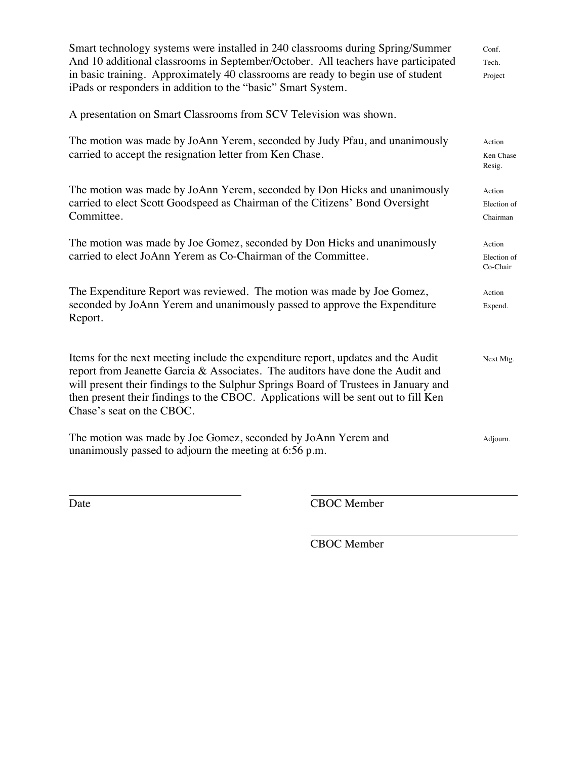Smart technology systems were installed in 240 classrooms during Spring/Summer And 10 additional classrooms in September/October. All teachers have participated in basic training. Approximately 40 classrooms are ready to begin use of student iPads or responders in addition to the "basic" Smart System. — Conf. Tech. Project

A presentation on Smart Classrooms from SCV Television was shown.

The motion was made by JoAnn Yerem, seconded by Judy Pfau, and unanimously carried to accept the resignation letter from Ken Chase. — Action Ken Chase Resig.

The motion was made by JoAnn Yerem, seconded by Don Hicks and unanimously carried to elect Scott Goodspeed as Chairman of the Citizens' Bond Oversight Committee. — Action Election of Chairman

The motion was made by Joe Gomez, seconded by Don Hicks and unanimously carried to elect JoAnn Yerem as Co-Chairman of the Committee. — Action Election of Co-Chair

The Expenditure Report was reviewed. The motion was made by Joe Gomez, seconded by JoAnn Yerem and unanimously passed to approve the Expenditure Report. — Action Expend.

Items for the next meeting include the expenditure report, updates and the Audit report from Jeanette Garcia & Associates. The auditors have done the Audit and will present their findings to the Sulphur Springs Board of Trustees in January and then present their findings to the CBOC. Applications will be sent out to fill Ken Chase's seat on the CBOC. — Next Mtg.

The motion was made by Joe Gomez, seconded by JoAnn Yerem and unanimously passed to adjourn the meeting at 6:56 p.m. — Adjourn.

\_\_\_\_\_\_\_\_\_\_\_\_\_\_\_\_\_\_\_\_\_\_\_\_\_\_\_\_

Date

\_\_\_\_\_\_\_\_\_\_\_\_\_\_\_\_\_\_\_\_\_\_\_\_\_\_\_\_

CBOC Member

\_\_\_\_\_\_\_\_\_\_\_\_\_\_\_\_\_\_\_\_\_\_\_\_\_\_\_\_

CBOC Member